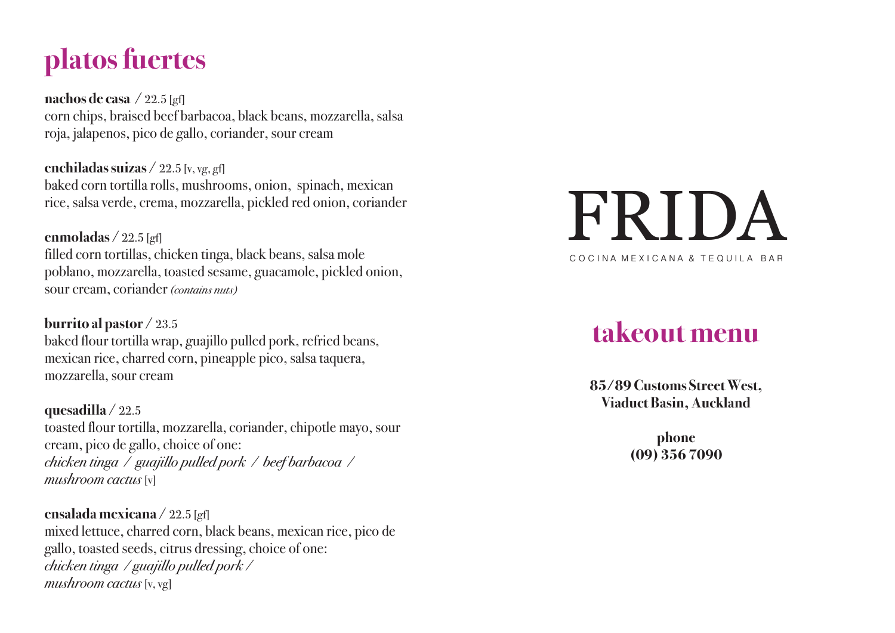# platos fuertes

**nachos de casa** / 22.5 [gf]
corn chips, braised beef barbacoa, black beans, mozzarella, salsa roja, jalapenos, pico de gallo, coriander, sour cream

**enchiladas suizas** / 22.5 [v, vg, gf]
baked corn tortilla rolls, mushrooms, onion, spinach, mexican rice, salsa verde, crema, mozzarella, pickled red onion, coriander

**enmoladas** / 22.5 [gf]
filled corn tortillas, chicken tinga, black beans, salsa mole poblano, mozzarella, toasted sesame, guacamole, pickled onion, sour cream, coriander *(contains nuts)*

**burrito al pastor** / 23.5
baked flour tortilla wrap, guajillo pulled pork, refried beans, mexican rice, charred corn, pineapple pico, salsa taquera, mozzarella, sour cream

**quesadilla** / 22.5
toasted flour tortilla, mozzarella, coriander, chipotle mayo, sour cream, pico de gallo, choice of one:
*chicken tinga / guajillo pulled pork / beef barbacoa / mushroom cactus* [v]

**ensalada mexicana** / 22.5 [gf]
mixed lettuce, charred corn, black beans, mexican rice, pico de gallo, toasted seeds, citrus dressing, choice of one:
*chicken tinga / guajillo pulled pork / mushroom cactus* [v, vg]

# FRIDA

COCINA MEXICANA & TEQUILA BAR

## takeout menu

**85/89 Customs Street West, Viaduct Basin, Auckland**

**phone**
**(09) 356 7090**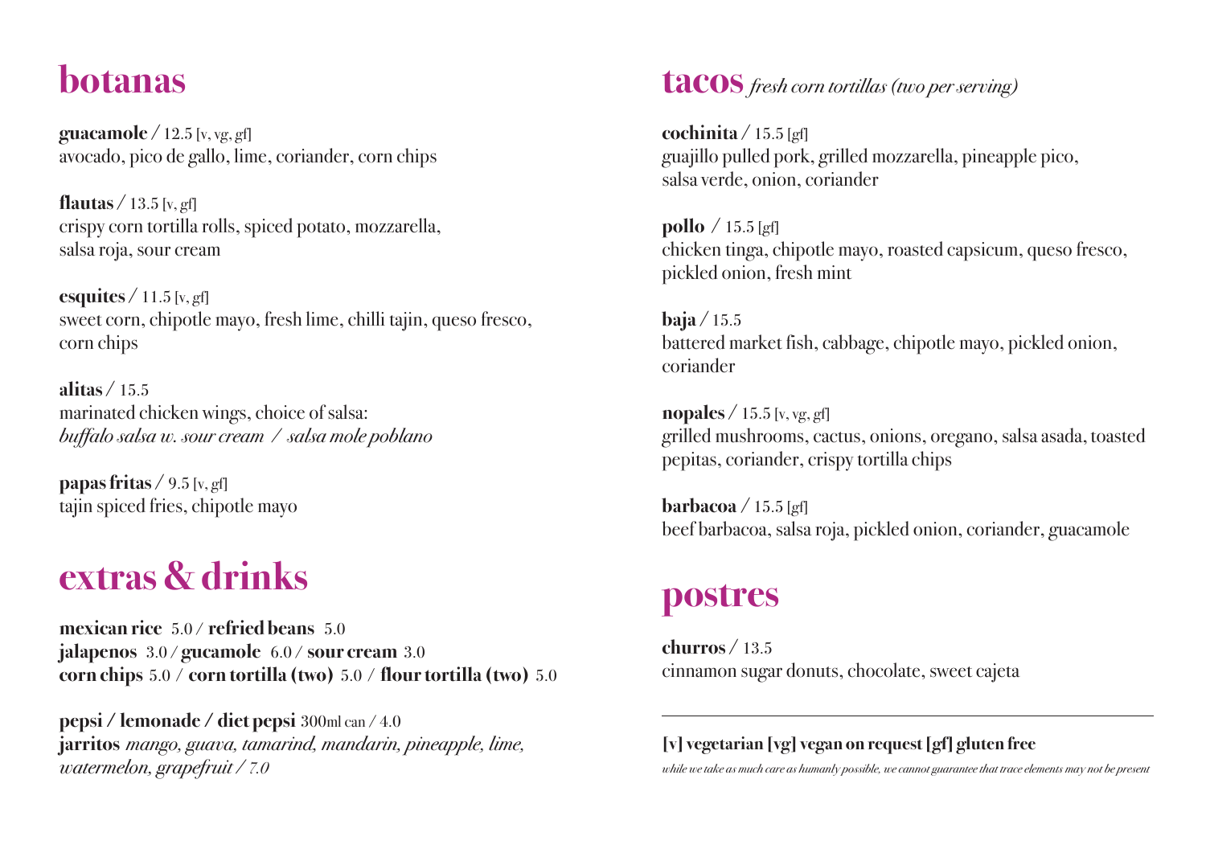## botanas

**guacamole** / 12.5 [v, vg, gf]
avocado, pico de gallo, lime, coriander, corn chips

**flautas** / 13.5 [v, gf]
crispy corn tortilla rolls, spiced potato, mozzarella, salsa roja, sour cream

**esquites** / 11.5 [v, gf]
sweet corn, chipotle mayo, fresh lime, chilli tajin, queso fresco, corn chips

**alitas** / 15.5
marinated chicken wings, choice of salsa:
*buffalo salsa w. sour cream / salsa mole poblano*

**papas fritas** / 9.5 [v, gf]
tajin spiced fries, chipotle mayo

## extras & drinks

**mexican rice** 5.0 / **refried beans** 5.0
**jalapenos** 3.0 / **gucamole** 6.0 / **sour cream** 3.0
**corn chips** 5.0 / **corn tortilla (two)** 5.0 / **flour tortilla (two)** 5.0

**pepsi / lemonade / diet pepsi** 300ml can / 4.0
**jarritos** *mango, guava, tamarind, mandarin, pineapple, lime, watermelon, grapefruit / 7.0*

## tacos *fresh corn tortillas (two per serving)*

**cochinita** / 15.5 [gf]
guajillo pulled pork, grilled mozzarella, pineapple pico, salsa verde, onion, coriander

**pollo** / 15.5 [gf]
chicken tinga, chipotle mayo, roasted capsicum, queso fresco, pickled onion, fresh mint

**baja** / 15.5
battered market fish, cabbage, chipotle mayo, pickled onion, coriander

**nopales** / 15.5 [v, vg, gf]
grilled mushrooms, cactus, onions, oregano, salsa asada, toasted pepitas, coriander, crispy tortilla chips

**barbacoa** / 15.5 [gf]
beef barbacoa, salsa roja, pickled onion, coriander, guacamole

## postres

**churros** / 13.5
cinnamon sugar donuts, chocolate, sweet cajeta

---

**[v] vegetarian [vg] vegan on request [gf] gluten free**

*while we take as much care as humanly possible, we cannot guarantee that trace elements may not be present*